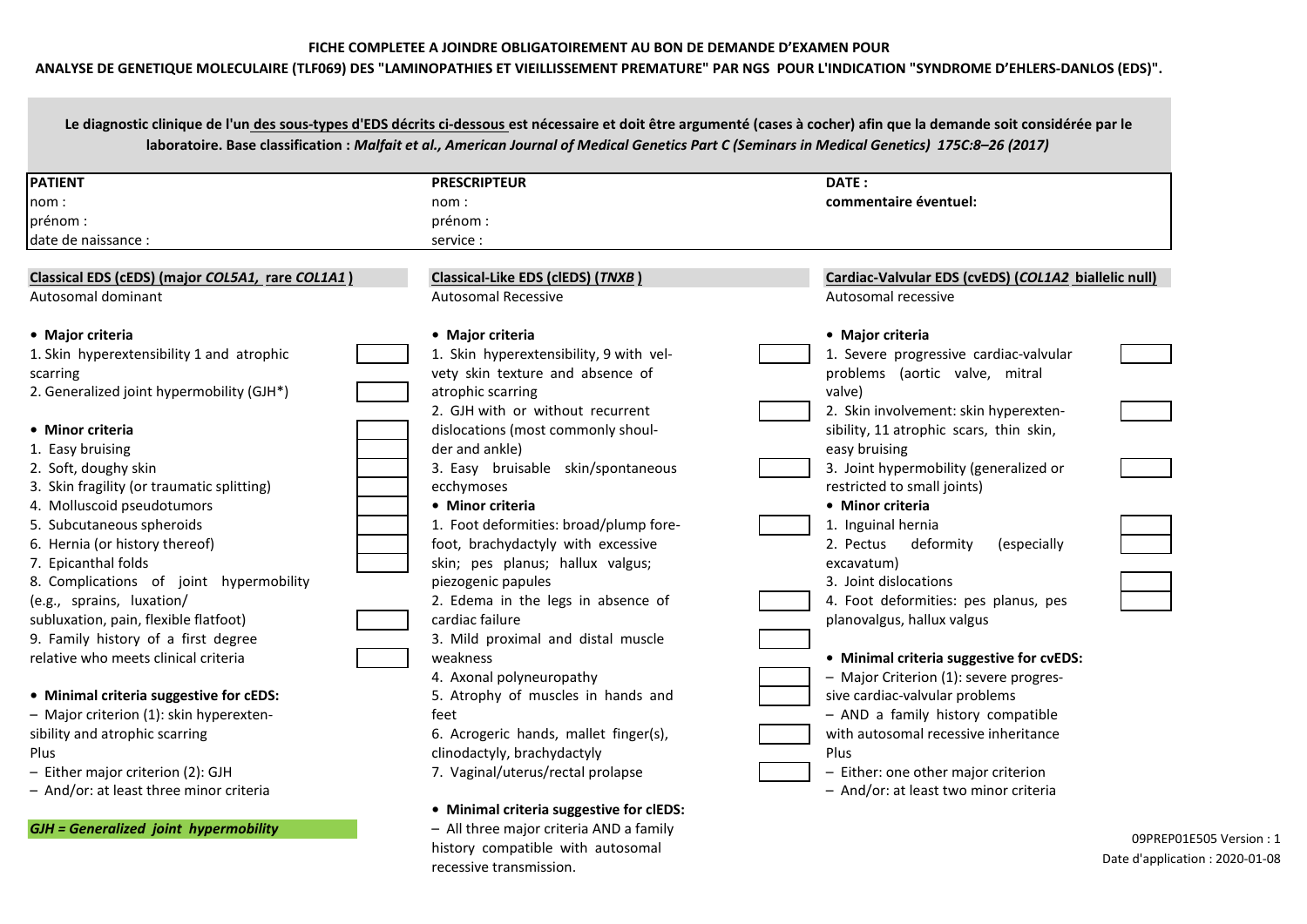**FICHE COMPLETEE A JOINDRE OBLIGATOIREMENT AU BON DE DEMANDE D'EXAMEN POUR**

**ANALYSE DE GENETIQUE MOLECULAIRE (TLF069) DES "LAMINOPATHIES ET VIEILLISSEMENT PREMATURE" PAR NGS POUR L'INDICATION "SYNDROME D'EHLERS-DANLOS (EDS)".**

**Le diagnostic clinique de l'un des sous-types d'EDS décrits ci-dessous est nécessaire et doit être argumenté (cases à cocher) afin que la demande soit considérée par le laboratoire. Base classification : *Malfait et al., American Journal of Medical Genetics Part C (Seminars in Medical Genetics) 175C:8–26 (2017)***

| **PATIENT** | **PRESCRIPTEUR** | **DATE :** |
|---|---|---|
| nom : | nom : | **commentaire éventuel:** |
| prénom : | prénom : | |
| date de naissance : | service : | |

## Classical EDS (cEDS) (major *COL5A1*, rare *COL1A1*)

Autosomal dominant

- **Major criteria**

1. Skin hyperextensibility 1 and atrophic scarring ☐
2. Generalized joint hypermobility (GJH*) ☐

- **Minor criteria**

1. Easy bruising ☐
2. Soft, doughy skin ☐
3. Skin fragility (or traumatic splitting) ☐
4. Molluscoid pseudotumors ☐
5. Subcutaneous spheroids ☐
6. Hernia (or history thereof) ☐
7. Epicanthal folds ☐
8. Complications of joint hypermobility (e.g., sprains, luxation/subluxation, pain, flexible flatfoot) ☐
9. Family history of a first degree relative who meets clinical criteria ☐

- **Minimal criteria suggestive for cEDS:**

– Major criterion (1): skin hyperextensibility and atrophic scarring
Plus
– Either major criterion (2): GJH
– And/or: at least three minor criteria

***GJH = Generalized joint hypermobility***

## Classical-Like EDS (clEDS) (*TNXB*)

Autosomal Recessive

- **Major criteria**

1. Skin hyperextensibility, 9 with velvety skin texture and absence of atrophic scarring ☐
2. GJH with or without recurrent dislocations (most commonly shoulder and ankle) ☐
3. Easy bruisable skin/spontaneous ecchymoses ☐

- **Minor criteria**

1. Foot deformities: broad/plump forefoot, brachydactyly with excessive skin; pes planus; hallux valgus; piezogenic papules ☐
2. Edema in the legs in absence of cardiac failure ☐
3. Mild proximal and distal muscle weakness ☐
4. Axonal polyneuropathy ☐
5. Atrophy of muscles in hands and feet ☐
6. Acrogeric hands, mallet finger(s), clinodactyly, brachydactyly ☐
7. Vaginal/uterus/rectal prolapse ☐

- **Minimal criteria suggestive for clEDS:**

– All three major criteria AND a family history compatible with autosomal recessive transmission.

## Cardiac-Valvular EDS (cvEDS) (*COL1A2* biallelic null)

Autosomal recessive

- **Major criteria**

1. Severe progressive cardiac-valvular problems (aortic valve, mitral valve) ☐
2. Skin involvement: skin hyperextensibility, 11 atrophic scars, thin skin, easy bruising ☐
3. Joint hypermobility (generalized or restricted to small joints) ☐

- **Minor criteria**

1. Inguinal hernia ☐
2. Pectus deformity (especially excavatum) ☐
3. Joint dislocations ☐
4. Foot deformities: pes planus, pes planovalgus, hallux valgus ☐

- **Minimal criteria suggestive for cvEDS:**

– Major Criterion (1): severe progressive cardiac-valvular problems
– AND a family history compatible with autosomal recessive inheritance
Plus
– Either: one other major criterion
– And/or: at least two minor criteria

09PREP01E505 Version : 1
Date d'application : 2020-01-08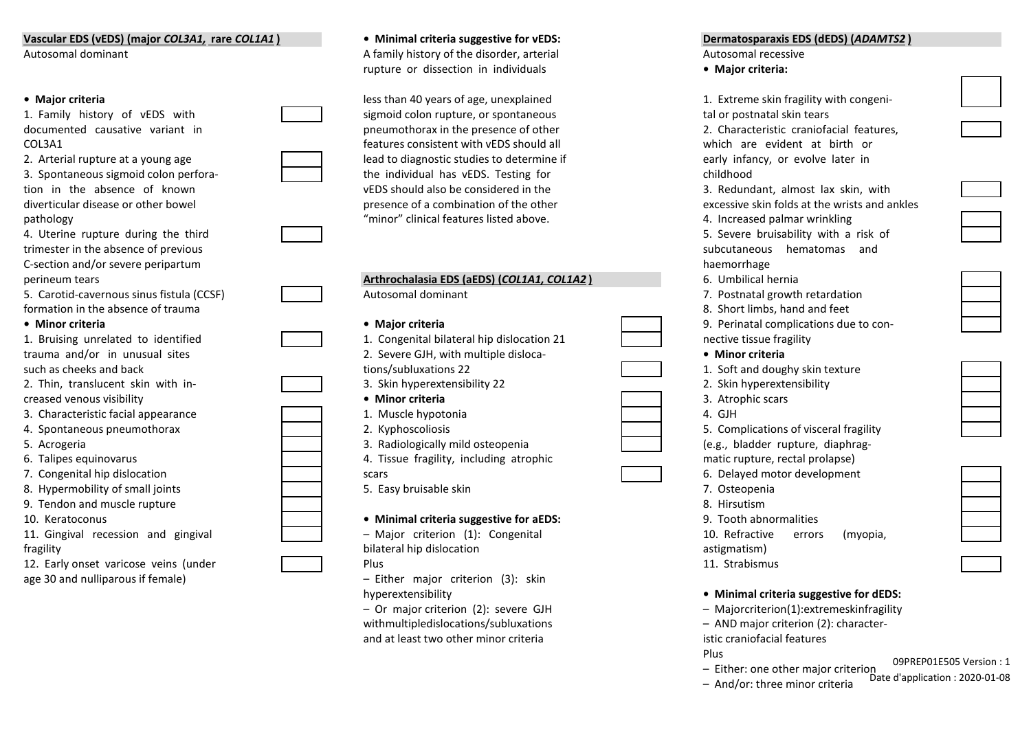## Vascular EDS (vEDS) (major *COL3A1*, rare *COL1A1* )

Autosomal dominant

- **Major criteria**

1. Family history of vEDS with documented causative variant in COL3A1
2. Arterial rupture at a young age
3. Spontaneous sigmoid colon perforation in the absence of known diverticular disease or other bowel pathology
4. Uterine rupture during the third trimester in the absence of previous C-section and/or severe peripartum perineum tears
5. Carotid-cavernous sinus fistula (CCSF) formation in the absence of trauma

- **Minor criteria**

1. Bruising unrelated to identified trauma and/or in unusual sites such as cheeks and back
2. Thin, translucent skin with increased venous visibility
3. Characteristic facial appearance
4. Spontaneous pneumothorax
5. Acrogeria
6. Talipes equinovarus
7. Congenital hip dislocation
8. Hypermobility of small joints
9. Tendon and muscle rupture
10. Keratoconus
11. Gingival recession and gingival fragility
12. Early onset varicose veins (under age 30 and nulliparous if female)

- **Minimal criteria suggestive for vEDS:**

A family history of the disorder, arterial rupture or dissection in individuals less than 40 years of age, unexplained sigmoid colon rupture, or spontaneous pneumothorax in the presence of other features consistent with vEDS should all lead to diagnostic studies to determine if the individual has vEDS. Testing for vEDS should also be considered in the presence of a combination of the other "minor" clinical features listed above.

## Arthrochalasia EDS (aEDS) (*COL1A1, COL1A2* )

Autosomal dominant

- **Major criteria**

1. Congenital bilateral hip dislocation 21
2. Severe GJH, with multiple dislocations/subluxations 22
3. Skin hyperextensibility 22

- **Minor criteria**

1. Muscle hypotonia
2. Kyphoscoliosis
3. Radiologically mild osteopenia
4. Tissue fragility, including atrophic scars
5. Easy bruisable skin

- **Minimal criteria suggestive for aEDS:**

– Major criterion (1): Congenital bilateral hip dislocation

Plus

– Either major criterion (3): skin hyperextensibility

– Or major criterion (2): severe GJH withmultipledislocations/subluxations and at least two other minor criteria

## Dermatosparaxis EDS (dEDS) (*ADAMTS2* )

Autosomal recessive

- **Major criteria:**

1. Extreme skin fragility with congenital or postnatal skin tears
2. Characteristic craniofacial features, which are evident at birth or early infancy, or evolve later in childhood
3. Redundant, almost lax skin, with excessive skin folds at the wrists and ankles
4. Increased palmar wrinkling
5. Severe bruisability with a risk of subcutaneous hematomas and haemorrhage
6. Umbilical hernia
7. Postnatal growth retardation
8. Short limbs, hand and feet
9. Perinatal complications due to connective tissue fragility

- **Minor criteria**

1. Soft and doughy skin texture
2. Skin hyperextensibility
3. Atrophic scars
4. GJH
5. Complications of visceral fragility (e.g., bladder rupture, diaphragmatic rupture, rectal prolapse)
6. Delayed motor development
7. Osteopenia
8. Hirsutism
9. Tooth abnormalities
10. Refractive errors (myopia, astigmatism)
11. Strabismus

- **Minimal criteria suggestive for dEDS:**

– Majorcriterion(1):extremeskinfragility

– AND major criterion (2): characteristic craniofacial features

Plus

– Either: one other major criterion

– And/or: three minor criteria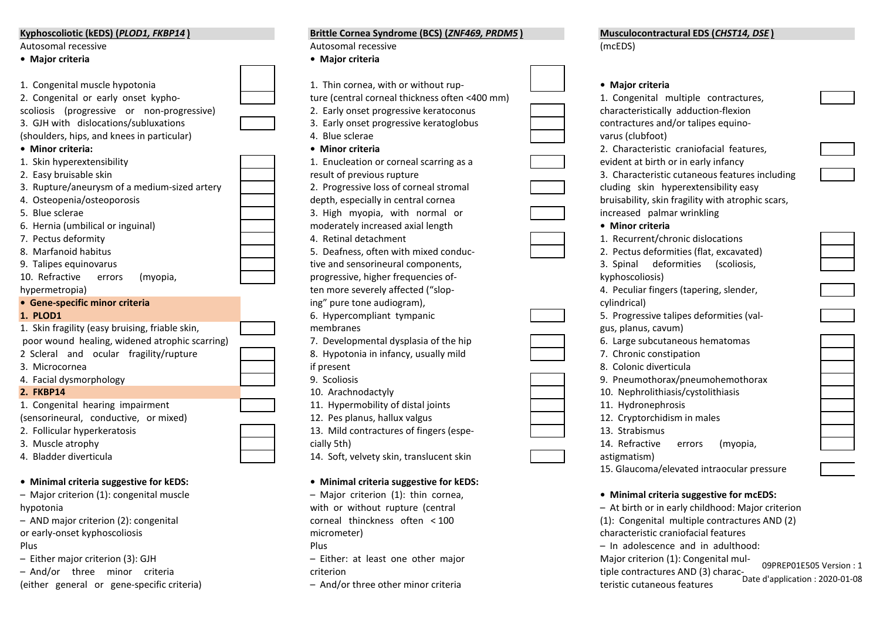## Kyphoscoliotic (kEDS) (*PLOD1, FKBP14*)

Autosomal recessive

- **Major criteria**

1. Congenital muscle hypotonia
2. Congenital or early onset kyphoscoliosis (progressive or non-progressive)
3. GJH with dislocations/subluxations (shoulders, hips, and knees in particular)

- **Minor criteria:**

1. Skin hyperextensibility
2. Easy bruisable skin
3. Rupture/aneurysm of a medium-sized artery
4. Osteopenia/osteoporosis
5. Blue sclerae
6. Hernia (umbilical or inguinal)
7. Pectus deformity
8. Marfanoid habitus
9. Talipes equinovarus
10. Refractive errors (myopia, hypermetropia)

- **Gene-specific minor criteria**

**1. PLOD1**

1. Skin fragility (easy bruising, friable skin, poor wound healing, widened atrophic scarring)
2. Scleral and ocular fragility/rupture
3. Microcornea
4. Facial dysmorphology

**2. FKBP14**

1. Congenital hearing impairment (sensorineural, conductive, or mixed)
2. Follicular hyperkeratosis
3. Muscle atrophy
4. Bladder diverticula

- **Minimal criteria suggestive for kEDS:**

– Major criterion (1): congenital muscle hypotonia
– AND major criterion (2): congenital or early-onset kyphoscoliosis
Plus
– Either major criterion (3): GJH
– And/or three minor criteria (either general or gene-specific criteria)

## Brittle Cornea Syndrome (BCS) (*ZNF469, PRDM5*)

Autosomal recessive

- **Major criteria**

1. Thin cornea, with or without rupture (central corneal thickness often <400 mm)
2. Early onset progressive keratoconus
3. Early onset progressive keratoglobus
4. Blue sclerae

- **Minor criteria**

1. Enucleation or corneal scarring as a result of previous rupture
2. Progressive loss of corneal stromal depth, especially in central cornea
3. High myopia, with normal or moderately increased axial length
4. Retinal detachment
5. Deafness, often with mixed conductive and sensorineural components, progressive, higher frequencies often more severely affected ("sloping" pure tone audiogram),
6. Hypercompliant tympanic membranes
7. Developmental dysplasia of the hip
8. Hypotonia in infancy, usually mild if present
9. Scoliosis
10. Arachnodactyly
11. Hypermobility of distal joints
12. Pes planus, hallux valgus
13. Mild contractures of fingers (especially 5th)
14. Soft, velvety skin, translucent skin

- **Minimal criteria suggestive for kEDS:**

– Major criterion (1): thin cornea, with or without rupture (central corneal thinckness often < 100 micrometer)
Plus
– Either: at least one other major criterion
– And/or three other minor criteria

## Musculocontractural EDS (*CHST14, DSE*)

(mcEDS)

- **Major criteria**

1. Congenital multiple contractures, characteristically adduction-flexion contractures and/or talipes equinovarus (clubfoot)
2. Characteristic craniofacial features, evident at birth or in early infancy
3. Characteristic cutaneous features including cluding skin hyperextensibility easy bruisability, skin fragility with atrophic scars, increased palmar wrinkling

- **Minor criteria**

1. Recurrent/chronic dislocations
2. Pectus deformities (flat, excavated)
3. Spinal deformities (scoliosis, kyphoscoliosis)
4. Peculiar fingers (tapering, slender, cylindrical)
5. Progressive talipes deformities (valgus, planus, cavum)
6. Large subcutaneous hematomas
7. Chronic constipation
8. Colonic diverticula
9. Pneumothorax/pneumohemothorax
10. Nephrolithiasis/cystolithiasis
11. Hydronephrosis
12. Cryptorchidism in males
13. Strabismus
14. Refractive errors (myopia, astigmatism)
15. Glaucoma/elevated intraocular pressure

- **Minimal criteria suggestive for mcEDS:**

– At birth or in early childhood: Major criterion (1): Congenital multiple contractures AND (2) characteristic craniofacial features
– In adolescence and in adulthood: Major criterion (1): Congenital multiple contractures AND (3) characteristic cutaneous features

09PREP01E505 Version : 1
Date d'application : 2020-01-08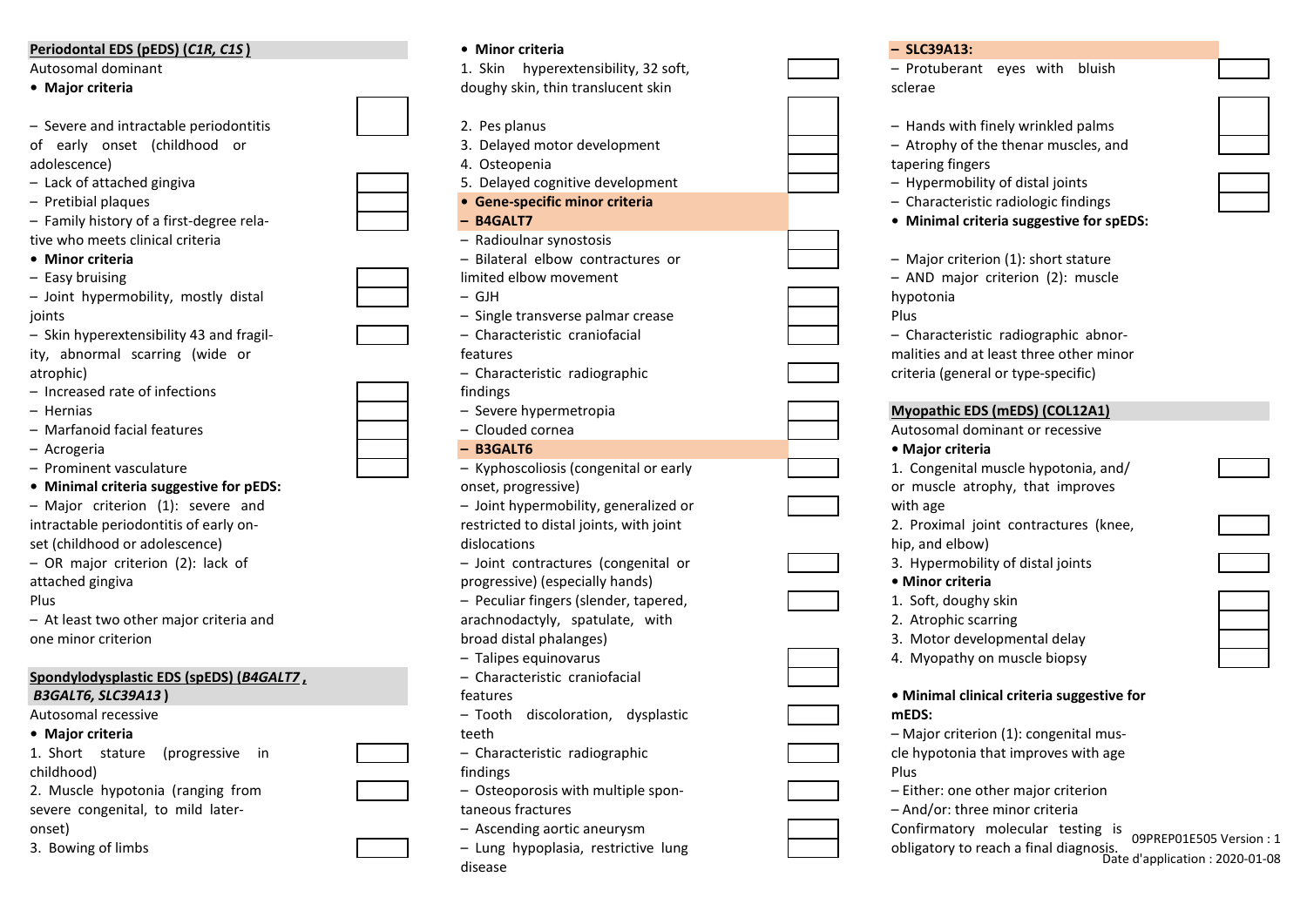## Periodontal EDS (pEDS) (*C1R, C1S*)

Autosomal dominant

- **Major criteria**

– Severe and intractable periodontitis of early onset (childhood or adolescence)
– Lack of attached gingiva
– Pretibial plaques
– Family history of a first-degree relative who meets clinical criteria

- **Minor criteria**

– Easy bruising
– Joint hypermobility, mostly distal joints
– Skin hyperextensibility 43 and fragility, abnormal scarring (wide or atrophic)
– Increased rate of infections
– Hernias
– Marfanoid facial features
– Acrogeria
– Prominent vasculature

- **Minimal criteria suggestive for pEDS:**

– Major criterion (1): severe and intractable periodontitis of early onset (childhood or adolescence)
– OR major criterion (2): lack of attached gingiva
Plus
– At least two other major criteria and one minor criterion

## Spondylodysplastic EDS (spEDS) (*B4GALT7, B3GALT6, SLC39A13*)

Autosomal recessive

- **Major criteria**

1. Short stature (progressive in childhood)
2. Muscle hypotonia (ranging from severe congenital, to mild later-onset)
3. Bowing of limbs

- **Minor criteria**

1. Skin hyperextensibility, 32 soft, doughy skin, thin translucent skin
2. Pes planus
3. Delayed motor development
4. Osteopenia
5. Delayed cognitive development

- **Gene-specific minor criteria**

**– B4GALT7**

– Radioulnar synostosis
– Bilateral elbow contractures or limited elbow movement
– GJH
– Single transverse palmar crease
– Characteristic craniofacial features
– Characteristic radiographic findings
– Severe hypermetropia
– Clouded cornea

**– B3GALT6**

– Kyphoscoliosis (congenital or early onset, progressive)
– Joint hypermobility, generalized or restricted to distal joints, with joint dislocations
– Joint contractures (congenital or progressive) (especially hands)
– Peculiar fingers (slender, tapered, arachnodactyly, spatulate, with broad distal phalanges)
– Talipes equinovarus
– Characteristic craniofacial features
– Tooth discoloration, dysplastic teeth
– Characteristic radiographic findings
– Osteoporosis with multiple spontaneous fractures
– Ascending aortic aneurysm
– Lung hypoplasia, restrictive lung disease

**– SLC39A13:**

– Protuberant eyes with bluish sclerae
– Hands with finely wrinkled palms
– Atrophy of the thenar muscles, and tapering fingers
– Hypermobility of distal joints
– Characteristic radiologic findings

- **Minimal criteria suggestive for spEDS:**

– Major criterion (1): short stature
– AND major criterion (2): muscle hypotonia
Plus
– Characteristic radiographic abnormalities and at least three other minor criteria (general or type-specific)

## Myopathic EDS (mEDS) (COL12A1)

Autosomal dominant or recessive

- **Major criteria**

1. Congenital muscle hypotonia, and/or muscle atrophy, that improves with age
2. Proximal joint contractures (knee, hip, and elbow)
3. Hypermobility of distal joints

- **Minor criteria**

1. Soft, doughy skin
2. Atrophic scarring
3. Motor developmental delay
4. Myopathy on muscle biopsy

- **Minimal clinical criteria suggestive for mEDS:**

– Major criterion (1): congenital muscle hypotonia that improves with age
Plus
– Either: one other major criterion
– And/or: three minor criteria

Confirmatory molecular testing is obligatory to reach a final diagnosis.

09PREP01E505 Version : 1
Date d'application : 2020-01-08